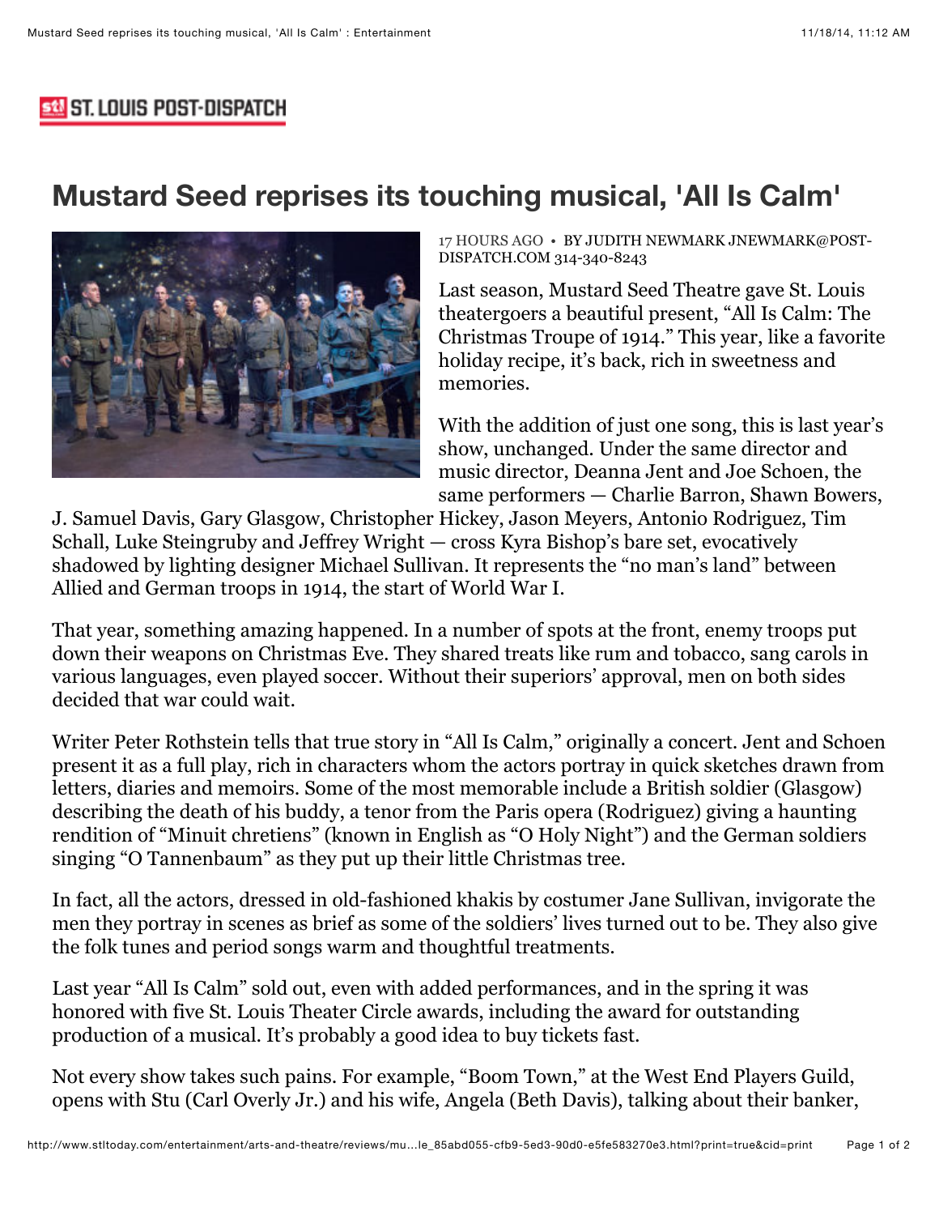# Mustard Seed reprises its touching musical, 'All Is Calm'

17 HOURS AGO • BY JUDITH NEWMARK JNEWMARK@POST-DISPATCH.COM 314-340-8243

Last season, Mustard Seed Theatre gave St. Louis theatergoers a beautiful present, "All Is Calm: The Christmas Troupe of 1914." This year, like a favorite holiday recipe, it's back, rich in sweetness and memories.

With the addition of just one song, this is last year's show, unchanged. Under the same director and music director, Deanna Jent and Joe Schoen, the same performers — Charlie Barron, Shawn Bowers, J. Samuel Davis, Gary Glasgow, Christopher Hickey, Jason Meyers, Antonio Rodriguez, Tim Schall, Luke Steingruby and Jeffrey Wright — cross Kyra Bishop's bare set, evocatively shadowed by lighting designer Michael Sullivan. It represents the "no man's land" between Allied and German troops in 1914, the start of World War I.

That year, something amazing happened. In a number of spots at the front, enemy troops put down their weapons on Christmas Eve. They shared treats like rum and tobacco, sang carols in various languages, even played soccer. Without their superiors' approval, men on both sides decided that war could wait.

Writer Peter Rothstein tells that true story in "All Is Calm," originally a concert. Jent and Schoen present it as a full play, rich in characters whom the actors portray in quick sketches drawn from letters, diaries and memoirs. Some of the most memorable include a British soldier (Glasgow) describing the death of his buddy, a tenor from the Paris opera (Rodriguez) giving a haunting rendition of "Minuit chretiens" (known in English as "O Holy Night") and the German soldiers singing "O Tannenbaum" as they put up their little Christmas tree.

In fact, all the actors, dressed in old-fashioned khakis by costumer Jane Sullivan, invigorate the men they portray in scenes as brief as some of the soldiers' lives turned out to be. They also give the folk tunes and period songs warm and thoughtful treatments.

Last year "All Is Calm" sold out, even with added performances, and in the spring it was honored with five St. Louis Theater Circle awards, including the award for outstanding production of a musical. It's probably a good idea to buy tickets fast.

Not every show takes such pains. For example, "Boom Town," at the West End Players Guild, opens with Stu (Carl Overly Jr.) and his wife, Angela (Beth Davis), talking about their banker,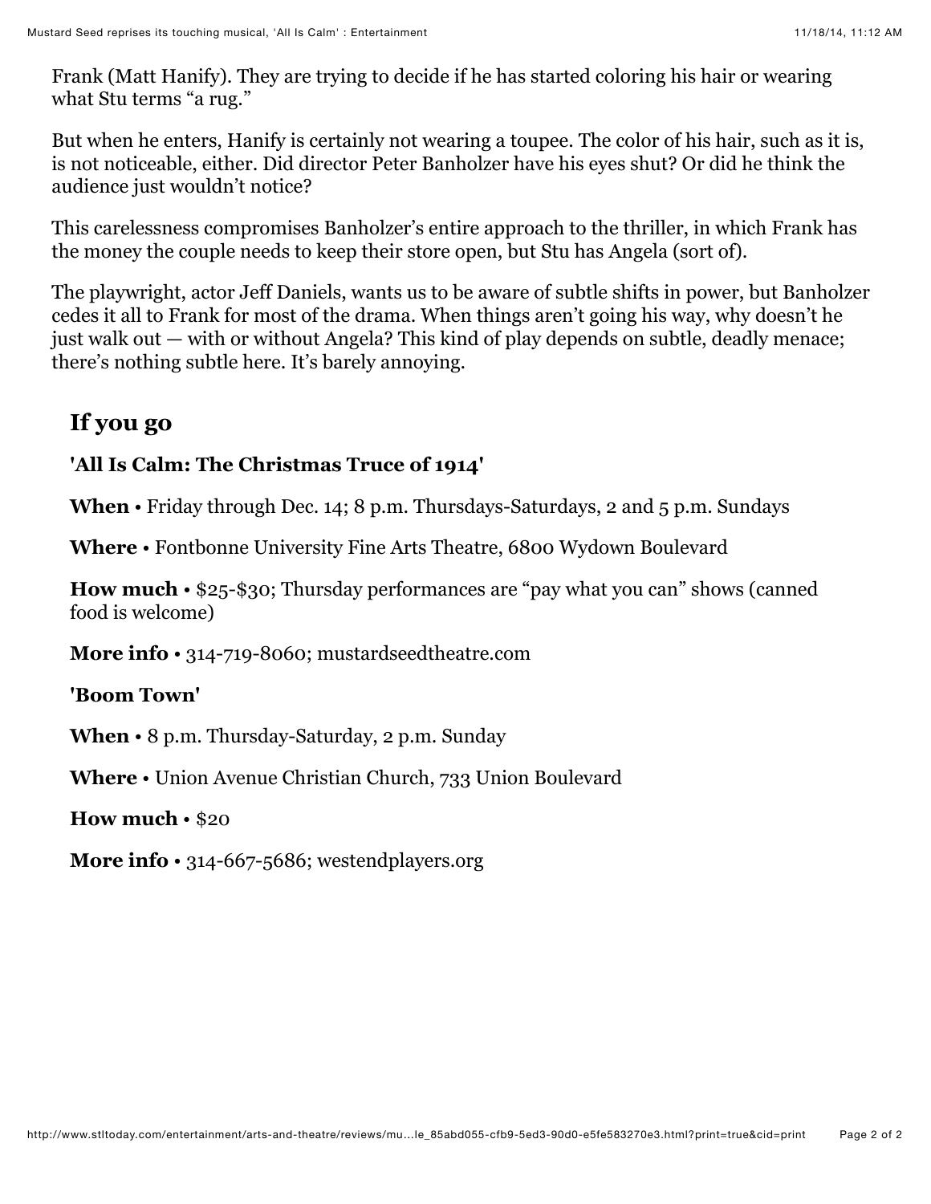Frank (Matt Hanify). They are trying to decide if he has started coloring his hair or wearing what Stu terms “a rug.”

But when he enters, Hanify is certainly not wearing a toupee. The color of his hair, such as it is, is not noticeable, either. Did director Peter Banholzer have his eyes shut? Or did he think the audience just wouldn’t notice?

This carelessness compromises Banholzer’s entire approach to the thriller, in which Frank has the money the couple needs to keep their store open, but Stu has Angela (sort of).

The playwright, actor Jeff Daniels, wants us to be aware of subtle shifts in power, but Banholzer cedes it all to Frank for most of the drama. When things aren’t going his way, why doesn’t he just walk out — with or without Angela? This kind of play depends on subtle, deadly menace; there’s nothing subtle here. It’s barely annoying.

## If you go

### 'All Is Calm: The Christmas Truce of 1914'

**When** • Friday through Dec. 14; 8 p.m. Thursdays-Saturdays, 2 and 5 p.m. Sundays

**Where** • Fontbonne University Fine Arts Theatre, 6800 Wydown Boulevard

**How much** • $25-$30; Thursday performances are “pay what you can” shows (canned food is welcome)

**More info** • 314-719-8060; mustardseedtheatre.com

### 'Boom Town'

**When** • 8 p.m. Thursday-Saturday, 2 p.m. Sunday

**Where** • Union Avenue Christian Church, 733 Union Boulevard

**How much** • $20

**More info** • 314-667-5686; westendplayers.org